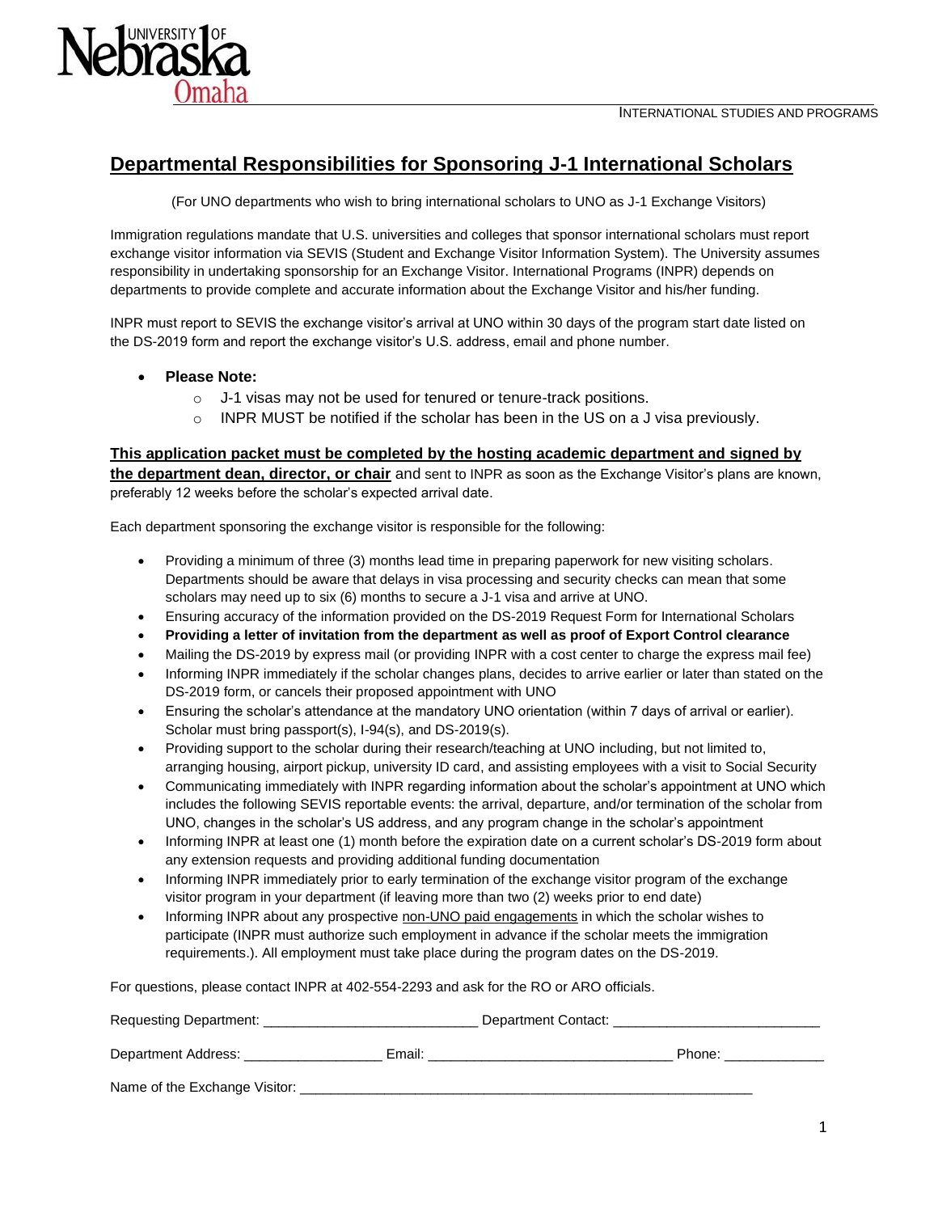INTERNATIONAL STUDIES AND PROGRAMS

# Departmental Responsibilities for Sponsoring J-1 International Scholars

(For UNO departments who wish to bring international scholars to UNO as J-1 Exchange Visitors)

Immigration regulations mandate that U.S. universities and colleges that sponsor international scholars must report exchange visitor information via SEVIS (Student and Exchange Visitor Information System). The University assumes responsibility in undertaking sponsorship for an Exchange Visitor. International Programs (INPR) depends on departments to provide complete and accurate information about the Exchange Visitor and his/her funding.

INPR must report to SEVIS the exchange visitor's arrival at UNO within 30 days of the program start date listed on the DS-2019 form and report the exchange visitor's U.S. address, email and phone number.

- **Please Note:**
  - J-1 visas may not be used for tenured or tenure-track positions.
  - INPR MUST be notified if the scholar has been in the US on a J visa previously.

**This application packet must be completed by the hosting academic department and signed by the department dean, director, or chair** and sent to INPR as soon as the Exchange Visitor's plans are known, preferably 12 weeks before the scholar's expected arrival date.

Each department sponsoring the exchange visitor is responsible for the following:

- Providing a minimum of three (3) months lead time in preparing paperwork for new visiting scholars. Departments should be aware that delays in visa processing and security checks can mean that some scholars may need up to six (6) months to secure a J-1 visa and arrive at UNO.
- Ensuring accuracy of the information provided on the DS-2019 Request Form for International Scholars
- **Providing a letter of invitation from the department as well as proof of Export Control clearance**
- Mailing the DS-2019 by express mail (or providing INPR with a cost center to charge the express mail fee)
- Informing INPR immediately if the scholar changes plans, decides to arrive earlier or later than stated on the DS-2019 form, or cancels their proposed appointment with UNO
- Ensuring the scholar's attendance at the mandatory UNO orientation (within 7 days of arrival or earlier). Scholar must bring passport(s), I-94(s), and DS-2019(s).
- Providing support to the scholar during their research/teaching at UNO including, but not limited to, arranging housing, airport pickup, university ID card, and assisting employees with a visit to Social Security
- Communicating immediately with INPR regarding information about the scholar's appointment at UNO which includes the following SEVIS reportable events: the arrival, departure, and/or termination of the scholar from UNO, changes in the scholar's US address, and any program change in the scholar's appointment
- Informing INPR at least one (1) month before the expiration date on a current scholar's DS-2019 form about any extension requests and providing additional funding documentation
- Informing INPR immediately prior to early termination of the exchange visitor program of the exchange visitor program in your department (if leaving more than two (2) weeks prior to end date)
- Informing INPR about any prospective non-UNO paid engagements in which the scholar wishes to participate (INPR must authorize such employment in advance if the scholar meets the immigration requirements.). All employment must take place during the program dates on the DS-2019.

For questions, please contact INPR at 402-554-2293 and ask for the RO or ARO officials.

Requesting Department: ___________________________ Department Contact: ___________________________

Department Address: __________________ Email: _______________________________ Phone: _____________

Name of the Exchange Visitor: ___________________________________________________________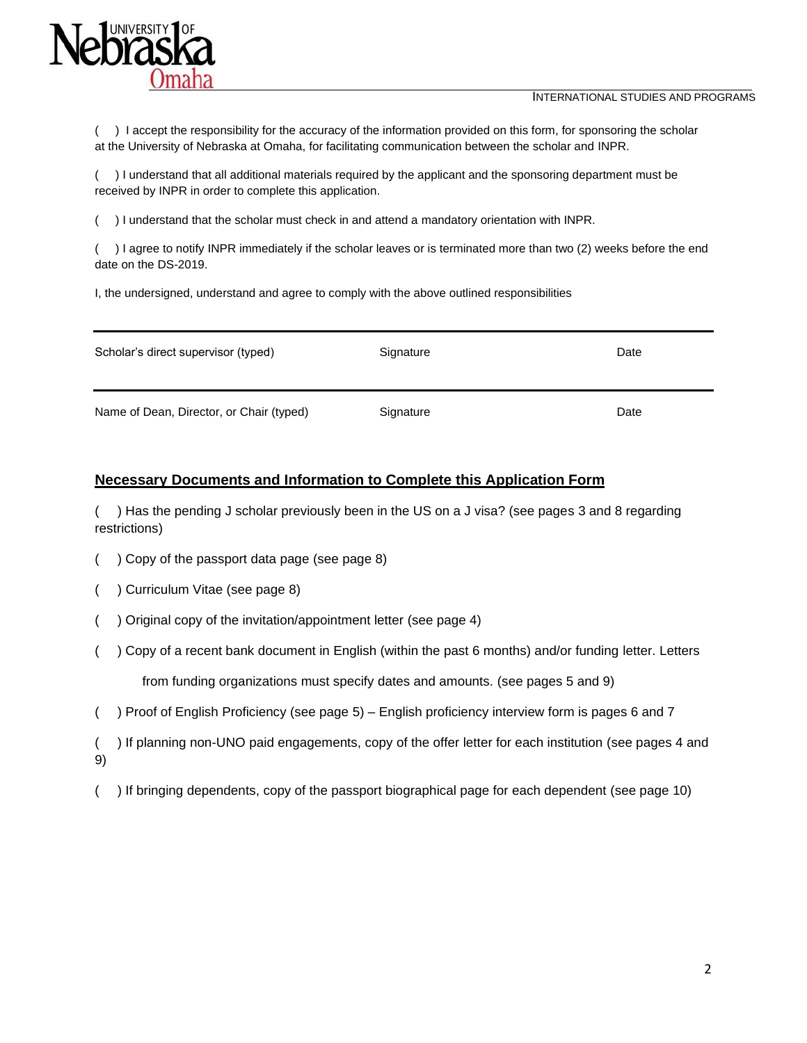( ) I accept the responsibility for the accuracy of the information provided on this form, for sponsoring the scholar at the University of Nebraska at Omaha, for facilitating communication between the scholar and INPR.

( ) I understand that all additional materials required by the applicant and the sponsoring department must be received by INPR in order to complete this application.

( ) I understand that the scholar must check in and attend a mandatory orientation with INPR.

( ) I agree to notify INPR immediately if the scholar leaves or is terminated more than two (2) weeks before the end date on the DS-2019.

I, the undersigned, understand and agree to comply with the above outlined responsibilities

| Scholar's direct supervisor (typed) | Signature | Date |
|---|---|---|
| Name of Dean, Director, or Chair (typed) | Signature | Date |

## Necessary Documents and Information to Complete this Application Form

( ) Has the pending J scholar previously been in the US on a J visa? (see pages 3 and 8 regarding restrictions)

( ) Copy of the passport data page (see page 8)

( ) Curriculum Vitae (see page 8)

( ) Original copy of the invitation/appointment letter (see page 4)

( ) Copy of a recent bank document in English (within the past 6 months) and/or funding letter. Letters from funding organizations must specify dates and amounts. (see pages 5 and 9)

( ) Proof of English Proficiency (see page 5) – English proficiency interview form is pages 6 and 7

( ) If planning non-UNO paid engagements, copy of the offer letter for each institution (see pages 4 and 9)

( ) If bringing dependents, copy of the passport biographical page for each dependent (see page 10)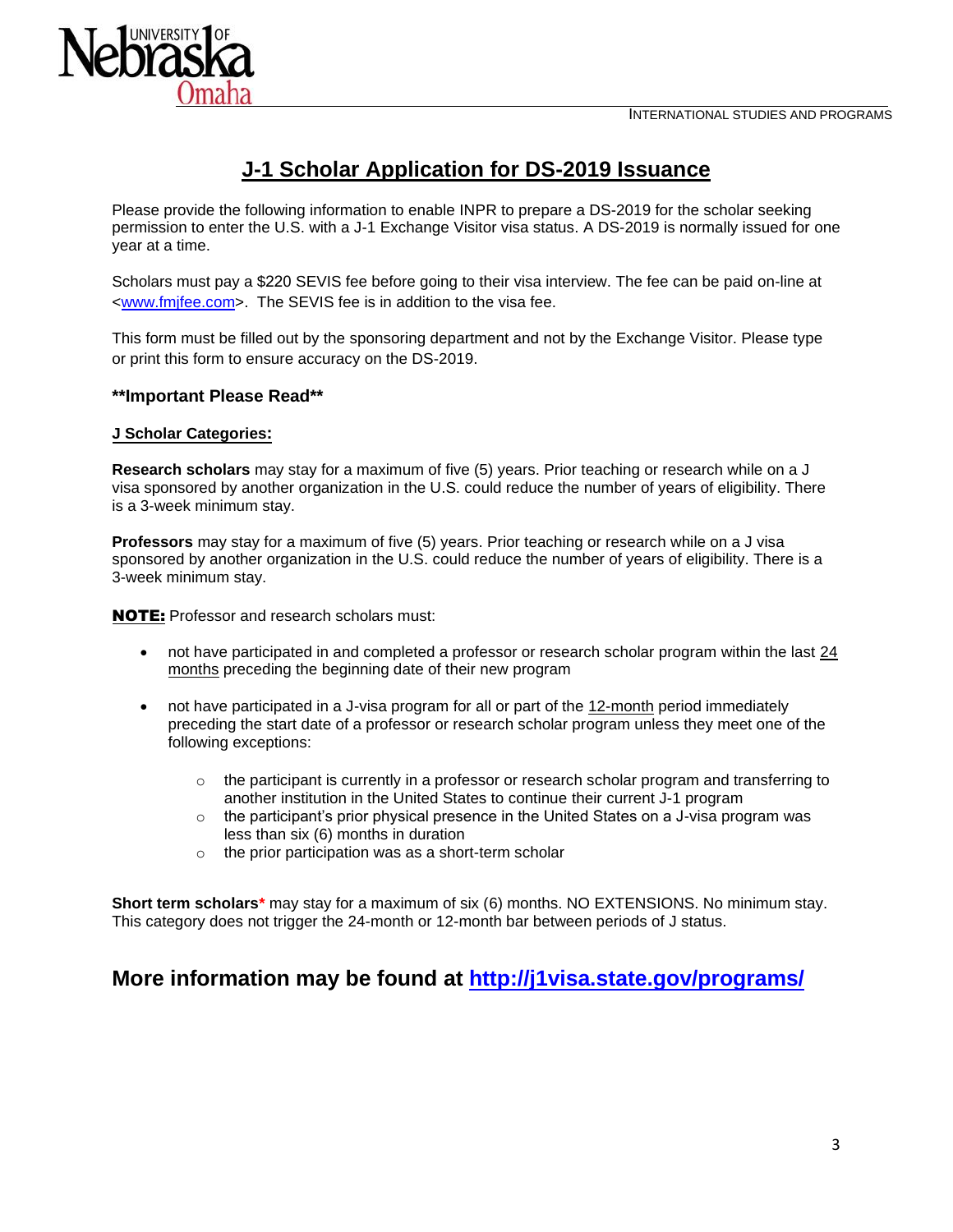# J-1 Scholar Application for DS-2019 Issuance

Please provide the following information to enable INPR to prepare a DS-2019 for the scholar seeking permission to enter the U.S. with a J-1 Exchange Visitor visa status. A DS-2019 is normally issued for one year at a time.

Scholars must pay a $220 SEVIS fee before going to their visa interview. The fee can be paid on-line at <www.fmjfee.com>. The SEVIS fee is in addition to the visa fee.

This form must be filled out by the sponsoring department and not by the Exchange Visitor. Please type or print this form to ensure accuracy on the DS-2019.

**\*\*Important Please Read\*\***

**J Scholar Categories:**

**Research scholars** may stay for a maximum of five (5) years. Prior teaching or research while on a J visa sponsored by another organization in the U.S. could reduce the number of years of eligibility. There is a 3-week minimum stay.

**Professors** may stay for a maximum of five (5) years. Prior teaching or research while on a J visa sponsored by another organization in the U.S. could reduce the number of years of eligibility. There is a 3-week minimum stay.

**NOTE:** Professor and research scholars must:

- not have participated in and completed a professor or research scholar program within the last 24 months preceding the beginning date of their new program
- not have participated in a J-visa program for all or part of the 12-month period immediately preceding the start date of a professor or research scholar program unless they meet one of the following exceptions:
  - the participant is currently in a professor or research scholar program and transferring to another institution in the United States to continue their current J-1 program
  - the participant's prior physical presence in the United States on a J-visa program was less than six (6) months in duration
  - the prior participation was as a short-term scholar

**Short term scholars*** may stay for a maximum of six (6) months. NO EXTENSIONS. No minimum stay. This category does not trigger the 24-month or 12-month bar between periods of J status.

## More information may be found at http://j1visa.state.gov/programs/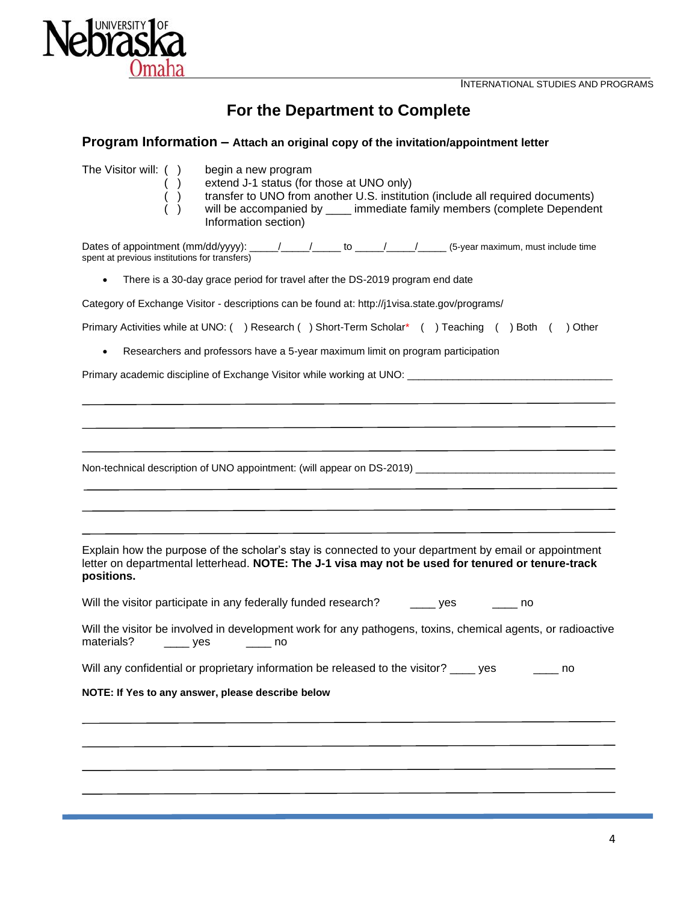# For the Department to Complete

## Program Information – Attach an original copy of the invitation/appointment letter

The Visitor will:
- ( ) begin a new program
- ( ) extend J-1 status (for those at UNO only)
- ( ) transfer to UNO from another U.S. institution (include all required documents)
- ( ) will be accompanied by ____ immediate family members (complete Dependent Information section)

Dates of appointment (mm/dd/yyyy): _____/_____/_____ to _____/_____/_____ (5-year maximum, must include time spent at previous institutions for transfers)

- There is a 30-day grace period for travel after the DS-2019 program end date

Category of Exchange Visitor - descriptions can be found at: http://j1visa.state.gov/programs/

Primary Activities while at UNO: ( ) Research ( ) Short-Term Scholar* ( ) Teaching ( ) Both ( ) Other

- Researchers and professors have a 5-year maximum limit on program participation

Primary academic discipline of Exchange Visitor while working at UNO: ____________________________________

______________________________________________________________________________

______________________________________________________________________________

______________________________________________________________________________

Non-technical description of UNO appointment: (will appear on DS-2019) ___________________________________

______________________________________________________________________________

______________________________________________________________________________

______________________________________________________________________________

Explain how the purpose of the scholar's stay is connected to your department by email or appointment letter on departmental letterhead. **NOTE: The J-1 visa may not be used for tenured or tenure-track positions.**

Will the visitor participate in any federally funded research? ____ yes ____ no

Will the visitor be involved in development work for any pathogens, toxins, chemical agents, or radioactive materials? ____ yes ____ no

Will any confidential or proprietary information be released to the visitor? ____ yes ____ no

**NOTE: If Yes to any answer, please describe below**

______________________________________________________________________________

______________________________________________________________________________

______________________________________________________________________________

______________________________________________________________________________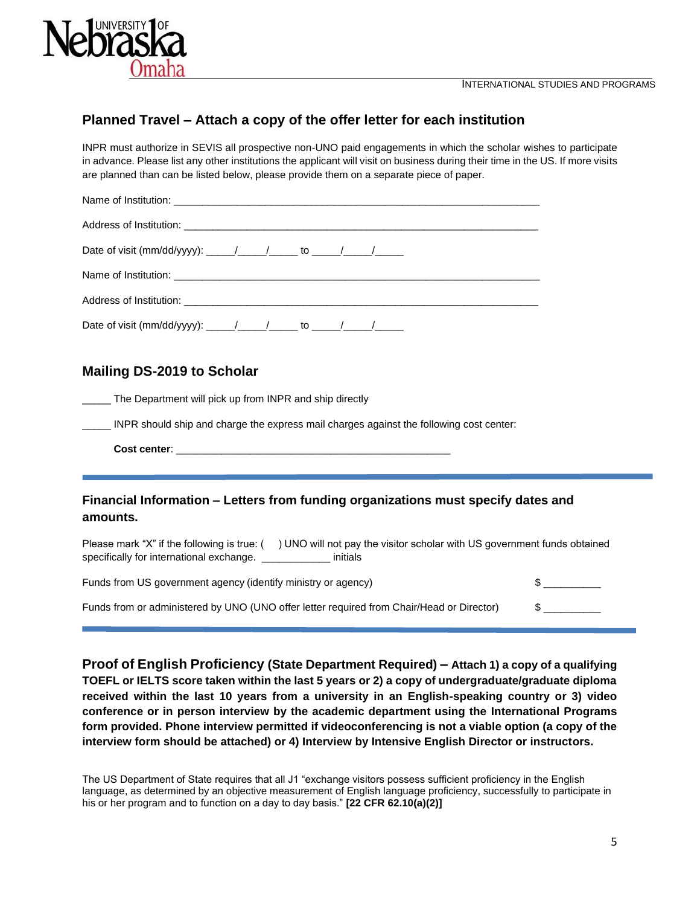## Planned Travel – Attach a copy of the offer letter for each institution

INPR must authorize in SEVIS all prospective non-UNO paid engagements in which the scholar wishes to participate in advance. Please list any other institutions the applicant will visit on business during their time in the US. If more visits are planned than can be listed below, please provide them on a separate piece of paper.

Name of Institution: ___________________________________________________________________

Address of Institution: _________________________________________________________________

Date of visit (mm/dd/yyyy): _____/_____/_____ to _____/_____/_____

Name of Institution: ___________________________________________________________________

Address of Institution: _________________________________________________________________

Date of visit (mm/dd/yyyy): _____/_____/_____ to _____/_____/_____

## Mailing DS-2019 to Scholar

_____ The Department will pick up from INPR and ship directly

_____ INPR should ship and charge the express mail charges against the following cost center:

**Cost center**: ___________________________________________________

## Financial Information – Letters from funding organizations must specify dates and amounts.

Please mark "X" if the following is true: (    ) UNO will not pay the visitor scholar with US government funds obtained specifically for international exchange. ____________ initials

Funds from US government agency (identify ministry or agency) $ __________

Funds from or administered by UNO (UNO offer letter required from Chair/Head or Director) $ __________

**Proof of English Proficiency (State Department Required) – Attach 1) a copy of a qualifying TOEFL or IELTS score taken within the last 5 years or 2) a copy of undergraduate/graduate diploma received within the last 10 years from a university in an English-speaking country or 3) video conference or in person interview by the academic department using the International Programs form provided. Phone interview permitted if videoconferencing is not a viable option (a copy of the interview form should be attached) or 4) Interview by Intensive English Director or instructors.**

The US Department of State requires that all J1 "exchange visitors possess sufficient proficiency in the English language, as determined by an objective measurement of English language proficiency, successfully to participate in his or her program and to function on a day to day basis." **[22 CFR 62.10(a)(2)]**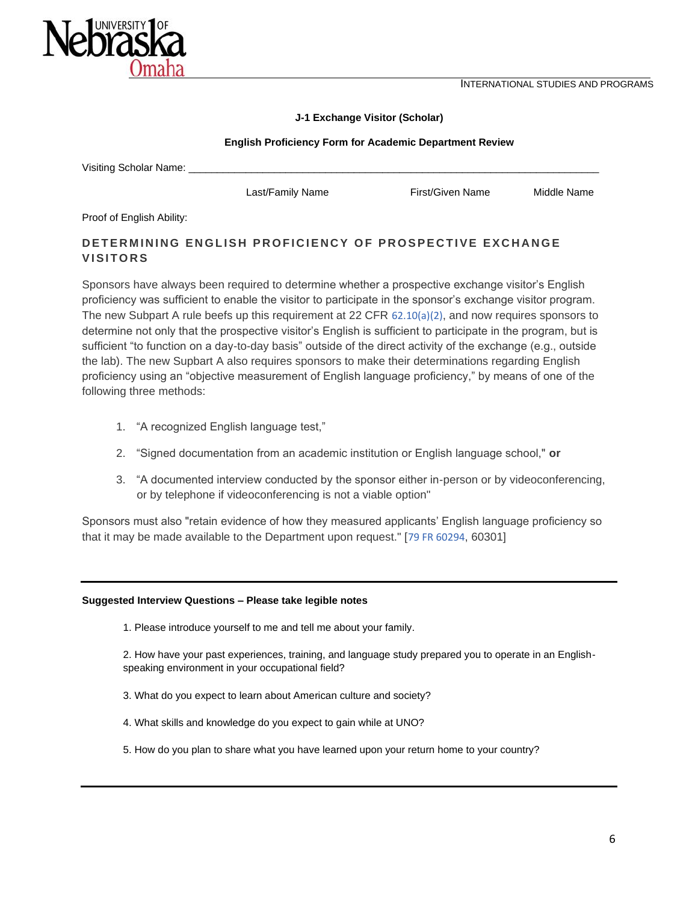INTERNATIONAL STUDIES AND PROGRAMS

**J-1 Exchange Visitor (Scholar)**

**English Proficiency Form for Academic Department Review**

Visiting Scholar Name: ______________________________________________________________________

Last/Family Name First/Given Name Middle Name

Proof of English Ability:

## DETERMINING ENGLISH PROFICIENCY OF PROSPECTIVE EXCHANGE VISITORS

Sponsors have always been required to determine whether a prospective exchange visitor's English proficiency was sufficient to enable the visitor to participate in the sponsor's exchange visitor program. The new Subpart A rule beefs up this requirement at 22 CFR 62.10(a)(2), and now requires sponsors to determine not only that the prospective visitor's English is sufficient to participate in the program, but is sufficient "to function on a day-to-day basis" outside of the direct activity of the exchange (e.g., outside the lab). The new Supbart A also requires sponsors to make their determinations regarding English proficiency using an "objective measurement of English language proficiency," by means of one of the following three methods:

1. "A recognized English language test,"
2. "Signed documentation from an academic institution or English language school," **or**
3. "A documented interview conducted by the sponsor either in-person or by videoconferencing, or by telephone if videoconferencing is not a viable option"

Sponsors must also "retain evidence of how they measured applicants' English language proficiency so that it may be made available to the Department upon request." [79 FR 60294, 60301]

---

**Suggested Interview Questions – Please take legible notes**

1. Please introduce yourself to me and tell me about your family.

2. How have your past experiences, training, and language study prepared you to operate in an English-speaking environment in your occupational field?

3. What do you expect to learn about American culture and society?

4. What skills and knowledge do you expect to gain while at UNO?

5. How do you plan to share what you have learned upon your return home to your country?

---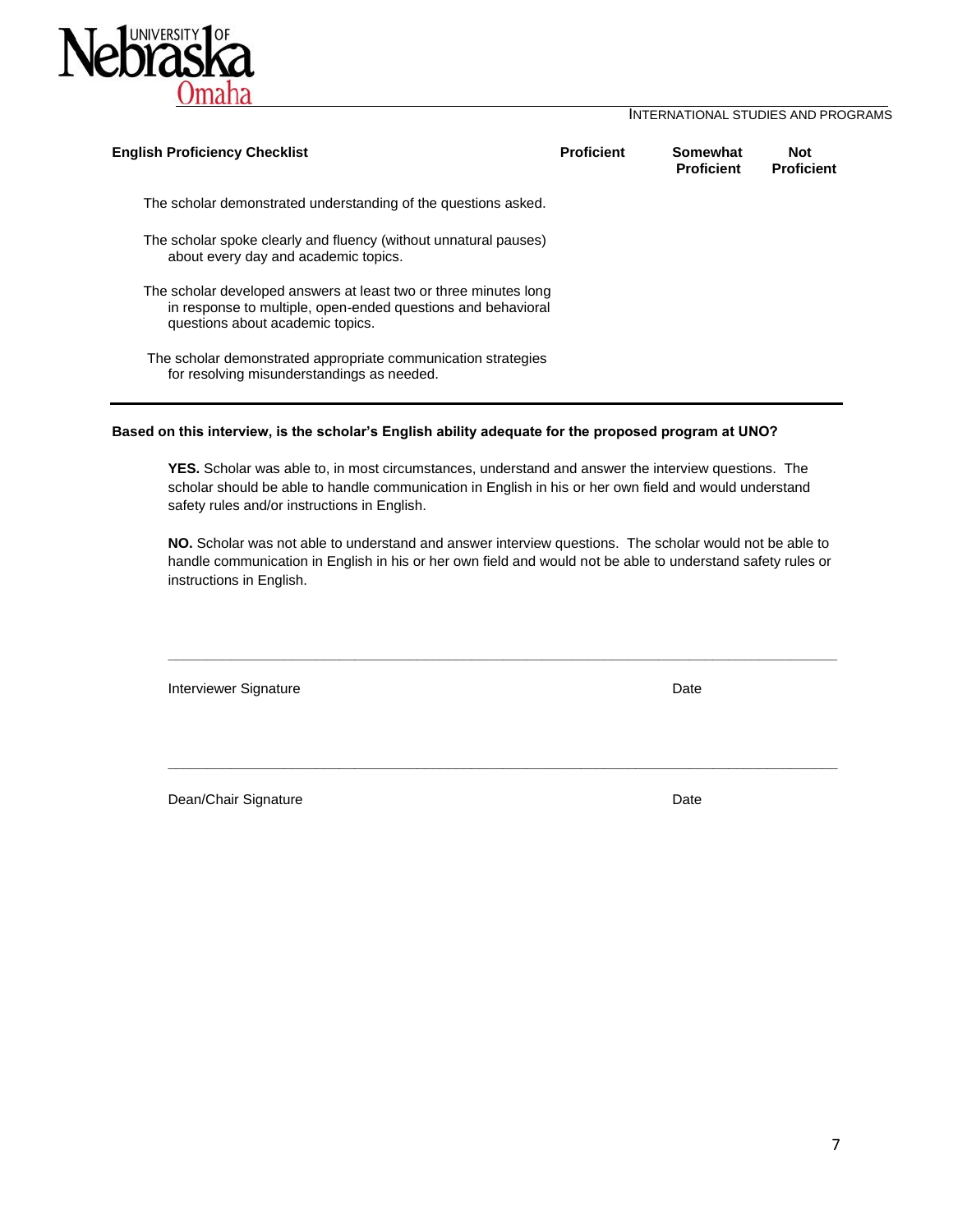| English Proficiency Checklist | Proficient | Somewhat Proficient | Not Proficient |
|---|---|---|---|
| The scholar demonstrated understanding of the questions asked. | | | |
| The scholar spoke clearly and fluency (without unnatural pauses) about every day and academic topics. | | | |
| The scholar developed answers at least two or three minutes long in response to multiple, open-ended questions and behavioral questions about academic topics. | | | |
| The scholar demonstrated appropriate communication strategies for resolving misunderstandings as needed. | | | |

**Based on this interview, is the scholar's English ability adequate for the proposed program at UNO?**

**YES.** Scholar was able to, in most circumstances, understand and answer the interview questions. The scholar should be able to handle communication in English in his or her own field and would understand safety rules and/or instructions in English.

**NO.** Scholar was not able to understand and answer interview questions. The scholar would not be able to handle communication in English in his or her own field and would not be able to understand safety rules or instructions in English.

\_\_\_\_\_\_\_\_\_\_\_\_\_\_\_\_\_\_\_\_\_\_\_\_\_\_\_\_\_\_\_\_\_\_\_\_\_\_\_\_\_\_\_\_\_\_\_\_\_\_\_\_\_\_\_\_\_\_\_\_\_\_\_\_\_\_\_\_\_\_\_\_\_\_\_\_

Interviewer Signature — Date

\_\_\_\_\_\_\_\_\_\_\_\_\_\_\_\_\_\_\_\_\_\_\_\_\_\_\_\_\_\_\_\_\_\_\_\_\_\_\_\_\_\_\_\_\_\_\_\_\_\_\_\_\_\_\_\_\_\_\_\_\_\_\_\_\_\_\_\_\_\_\_\_\_\_\_\_

Dean/Chair Signature — Date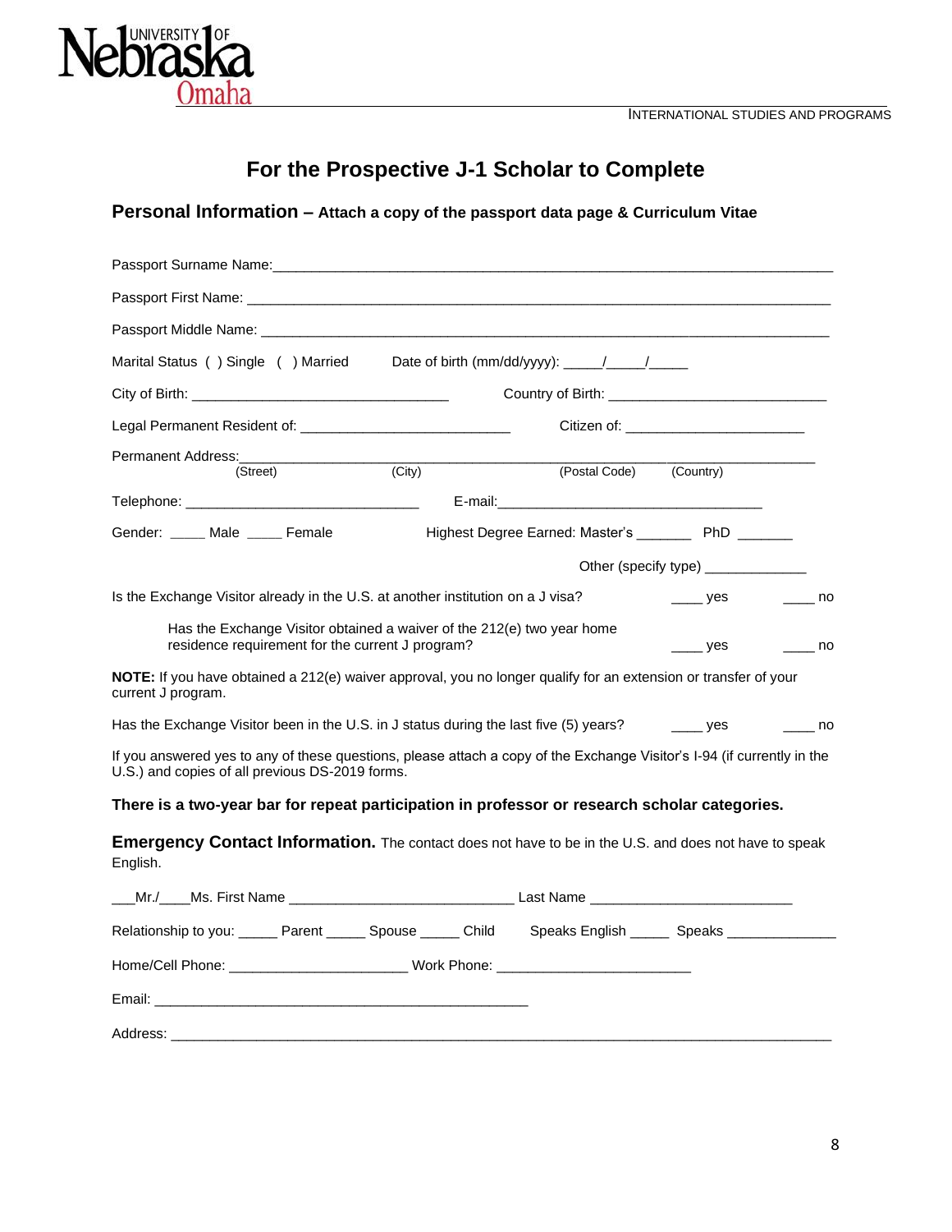INTERNATIONAL STUDIES AND PROGRAMS

# For the Prospective J-1 Scholar to Complete

## Personal Information – Attach a copy of the passport data page & Curriculum Vitae

Passport Surname Name:___________________________________________________________________________

Passport First Name: ____________________________________________________________________________

Passport Middle Name: __________________________________________________________________________

Marital Status ( ) Single ( ) Married Date of birth (mm/dd/yyyy): _____/_____/_____

City of Birth: _________________________________ Country of Birth: ___________________________

Legal Permanent Resident of: __________________________ Citizen of: ______________________

Permanent Address:_______________________________________________________________________________
(Street) (City) (Postal Code) (Country)

Telephone: ______________________________ E-mail:_________________________________

Gender: _____ Male _____ Female Highest Degree Earned: Master's _______ PhD _______

Other (specify type) _____________

Is the Exchange Visitor already in the U.S. at another institution on a J visa? ____ yes ____ no

Has the Exchange Visitor obtained a waiver of the 212(e) two year home residence requirement for the current J program? ____ yes ____ no

**NOTE:** If you have obtained a 212(e) waiver approval, you no longer qualify for an extension or transfer of your current J program.

Has the Exchange Visitor been in the U.S. in J status during the last five (5) years? ____ yes ____ no

If you answered yes to any of these questions, please attach a copy of the Exchange Visitor's I-94 (if currently in the U.S.) and copies of all previous DS-2019 forms.

**There is a two-year bar for repeat participation in professor or research scholar categories.**

**Emergency Contact Information.** The contact does not have to be in the U.S. and does not have to speak English.

___Mr./____Ms. First Name ____________________________ Last Name _________________________

Relationship to you: _____ Parent _____ Spouse _____ Child Speaks English _____ Speaks _____________

Home/Cell Phone: ______________________ Work Phone: ________________________

Email: _________________________________________________

Address: ______________________________________________________________________________________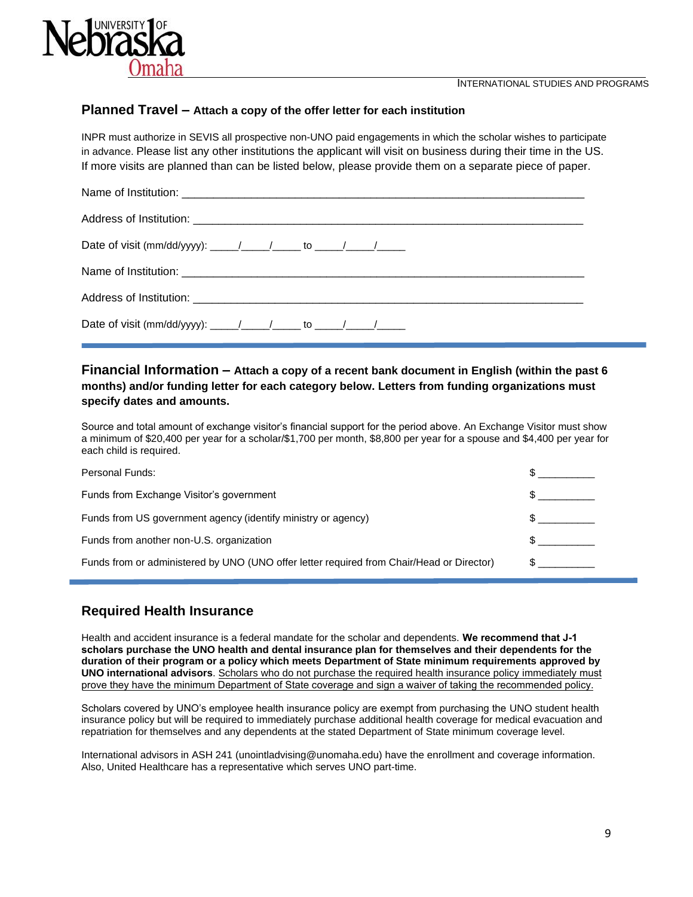## Planned Travel – Attach a copy of the offer letter for each institution

INPR must authorize in SEVIS all prospective non-UNO paid engagements in which the scholar wishes to participate in advance. Please list any other institutions the applicant will visit on business during their time in the US. If more visits are planned than can be listed below, please provide them on a separate piece of paper.

Name of Institution: ___________________________________________________________________

Address of Institution: _________________________________________________________________

Date of visit (mm/dd/yyyy): _____/_____/_____ to _____/_____/_____

Name of Institution: ___________________________________________________________________

Address of Institution: _________________________________________________________________

Date of visit (mm/dd/yyyy): _____/_____/_____ to _____/_____/_____

## Financial Information – Attach a copy of a recent bank document in English (within the past 6 months) and/or funding letter for each category below. Letters from funding organizations must specify dates and amounts.

Source and total amount of exchange visitor's financial support for the period above. An Exchange Visitor must show a minimum of $20,400 per year for a scholar/$1,700 per month, $8,800 per year for a spouse and $4,400 per year for each child is required.

| | |
|---|---|
| Personal Funds: | $ __________ |
| Funds from Exchange Visitor's government | $ __________ |
| Funds from US government agency (identify ministry or agency) | $ __________ |
| Funds from another non-U.S. organization | $ __________ |
| Funds from or administered by UNO (UNO offer letter required from Chair/Head or Director) | $ __________ |

## Required Health Insurance

Health and accident insurance is a federal mandate for the scholar and dependents. **We recommend that J-1 scholars purchase the UNO health and dental insurance plan for themselves and their dependents for the duration of their program or a policy which meets Department of State minimum requirements approved by UNO international advisors**. Scholars who do not purchase the required health insurance policy immediately must prove they have the minimum Department of State coverage and sign a waiver of taking the recommended policy.

Scholars covered by UNO's employee health insurance policy are exempt from purchasing the UNO student health insurance policy but will be required to immediately purchase additional health coverage for medical evacuation and repatriation for themselves and any dependents at the stated Department of State minimum coverage level.

International advisors in ASH 241 (unointladvising@unomaha.edu) have the enrollment and coverage information. Also, United Healthcare has a representative which serves UNO part-time.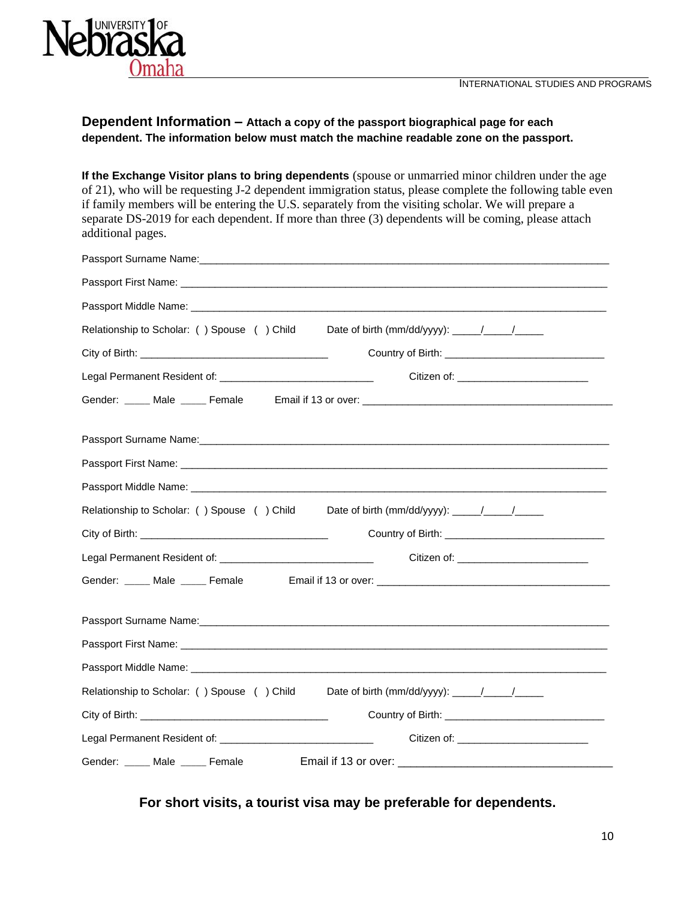## Dependent Information – Attach a copy of the passport biographical page for each dependent. The information below must match the machine readable zone on the passport.

**If the Exchange Visitor plans to bring dependents** (spouse or unmarried minor children under the age of 21), who will be requesting J-2 dependent immigration status, please complete the following table even if family members will be entering the U.S. separately from the visiting scholar. We will prepare a separate DS-2019 for each dependent. If more than three (3) dependents will be coming, please attach additional pages.

Passport Surname Name:___________________________________________________________________________

Passport First Name: _____________________________________________________________________________

Passport Middle Name: ___________________________________________________________________________

Relationship to Scholar: ( ) Spouse ( ) Child Date of birth (mm/dd/yyyy): _____/_____/_____

City of Birth: _________________________________ Country of Birth: ____________________________

Legal Permanent Resident of: ___________________________ Citizen of: _______________________

Gender: _____ Male _____ Female Email if 13 or over: _____________________________________________

Passport Surname Name:___________________________________________________________________________

Passport First Name: _____________________________________________________________________________

Passport Middle Name: ___________________________________________________________________________

Relationship to Scholar: ( ) Spouse ( ) Child Date of birth (mm/dd/yyyy): _____/_____/_____

City of Birth: _________________________________ Country of Birth: ____________________________

Legal Permanent Resident of: ___________________________ Citizen of: _______________________

Gender: _____ Male _____ Female Email if 13 or over: _____________________________________________

Passport Surname Name:___________________________________________________________________________

Passport First Name: _____________________________________________________________________________

Passport Middle Name: ___________________________________________________________________________

Relationship to Scholar: ( ) Spouse ( ) Child Date of birth (mm/dd/yyyy): _____/_____/_____

City of Birth: _________________________________ Country of Birth: ____________________________

Legal Permanent Resident of: ___________________________ Citizen of: _______________________

Gender: _____ Male _____ Female Email if 13 or over: _____________________________________________

**For short visits, a tourist visa may be preferable for dependents.**